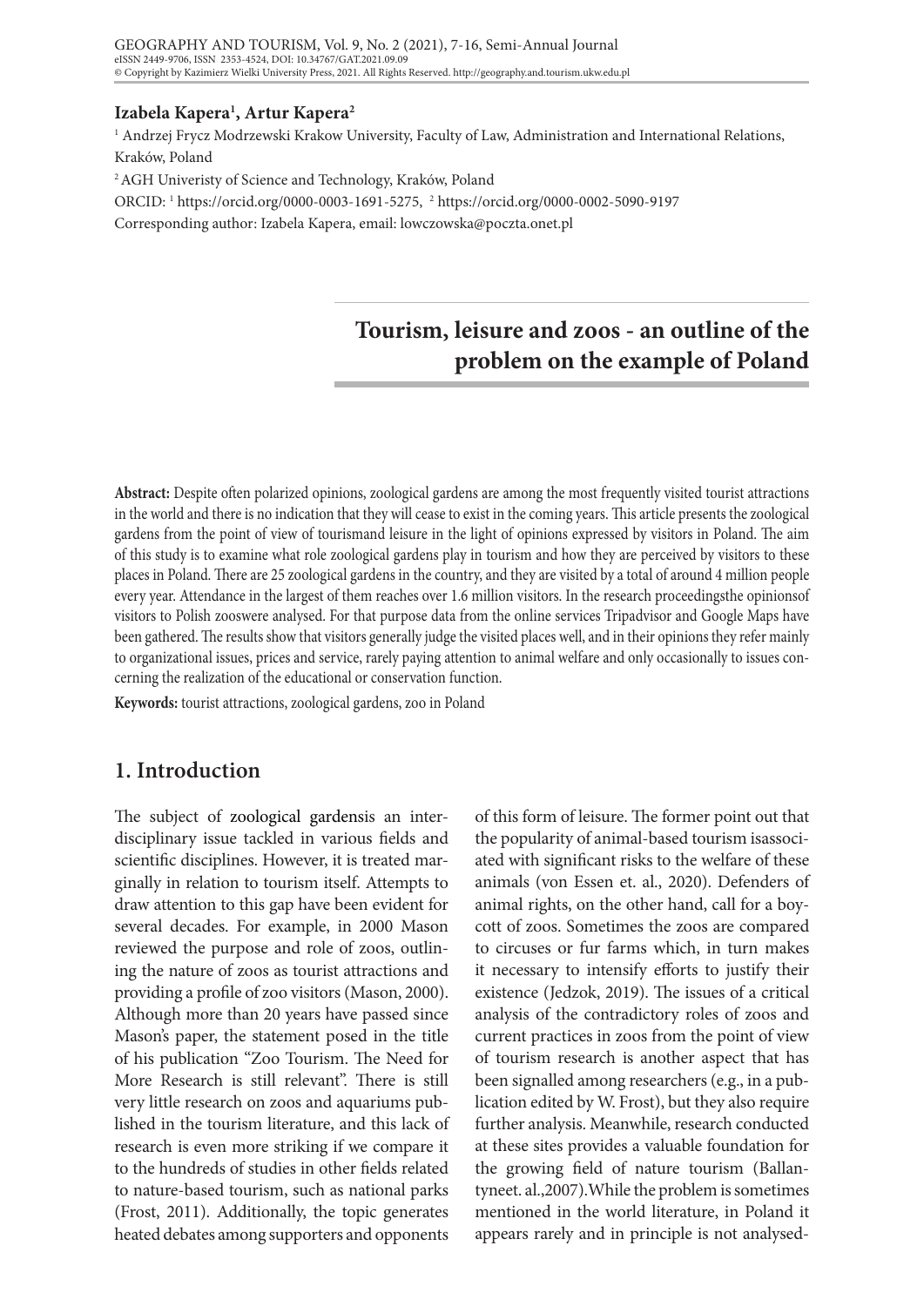**Izabela Kapera[1], Artur Kapera[2]**

[1] Andrzej Frycz Modrzewski Krakow University, Faculty of Law, Administration and International Relations, Kraków, Poland

[2] AGH Univeristy of Science and Technology, Kraków, Poland

ORCID: [1] https://orcid.org/0000-0003-1691-5275, [2] https://orcid.org/0000-0002-5090-9197

Corresponding author: Izabela Kapera, email: lowczowska@poczta.onet.pl

# Tourism, leisure and zoos - an outline of the problem on the example of Poland

**Abstract:** Despite often polarized opinions, zoological gardens are among the most frequently visited tourist attractions in the world and there is no indication that they will cease to exist in the coming years. This article presents the zoological gardens from the point of view of tourismand leisure in the light of opinions expressed by visitors in Poland. The aim of this study is to examine what role zoological gardens play in tourism and how they are perceived by visitors to these places in Poland. There are 25 zoological gardens in the country, and they are visited by a total of around 4 million people every year. Attendance in the largest of them reaches over 1.6 million visitors. In the research proceedingsthe opinionsof visitors to Polish zooswere analysed. For that purpose data from the online services Tripadvisor and Google Maps have been gathered. The results show that visitors generally judge the visited places well, and in their opinions they refer mainly to organizational issues, prices and service, rarely paying attention to animal welfare and only occasionally to issues concerning the realization of the educational or conservation function.

**Keywords:** tourist attractions, zoological gardens, zoo in Poland

## 1. Introduction

The subject of zoological gardensis an interdisciplinary issue tackled in various fields and scientific disciplines. However, it is treated marginally in relation to tourism itself. Attempts to draw attention to this gap have been evident for several decades. For example, in 2000 Mason reviewed the purpose and role of zoos, outlining the nature of zoos as tourist attractions and providing a profile of zoo visitors (Mason, 2000). Although more than 20 years have passed since Mason's paper, the statement posed in the title of his publication "Zoo Tourism. The Need for More Research is still relevant". There is still very little research on zoos and aquariums published in the tourism literature, and this lack of research is even more striking if we compare it to the hundreds of studies in other fields related to nature-based tourism, such as national parks (Frost, 2011). Additionally, the topic generates heated debates among supporters and opponents of this form of leisure. The former point out that the popularity of animal-based tourism isassociated with significant risks to the welfare of these animals (von Essen et. al., 2020). Defenders of animal rights, on the other hand, call for a boycott of zoos. Sometimes the zoos are compared to circuses or fur farms which, in turn makes it necessary to intensify efforts to justify their existence (Jedzok, 2019). The issues of a critical analysis of the contradictory roles of zoos and current practices in zoos from the point of view of tourism research is another aspect that has been signalled among researchers (e.g., in a publication edited by W. Frost), but they also require further analysis. Meanwhile, research conducted at these sites provides a valuable foundation for the growing field of nature tourism (Ballantyneet. al.,2007).While the problem is sometimes mentioned in the world literature, in Poland it appears rarely and in principle is not analysed-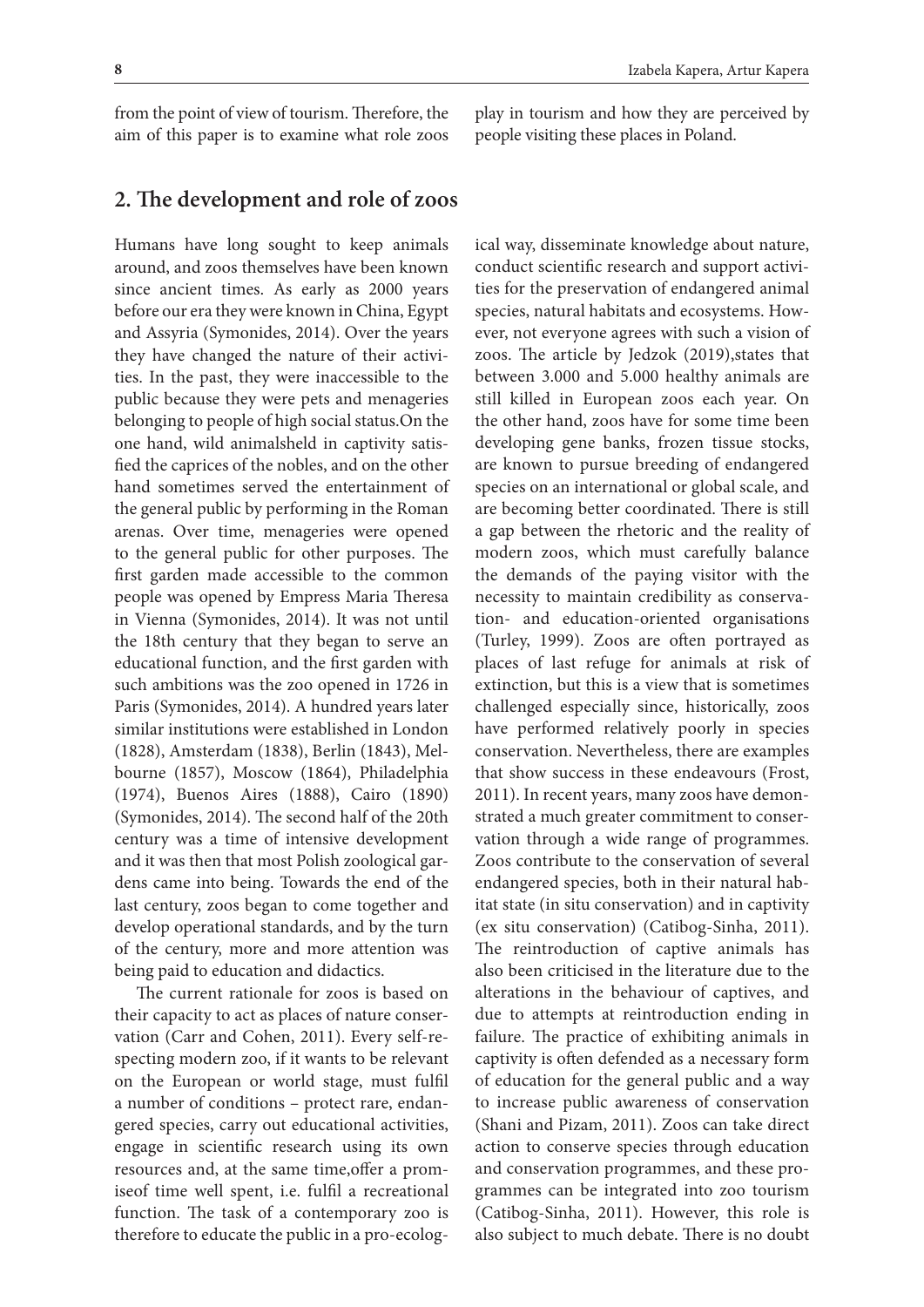from the point of view of tourism. Therefore, the aim of this paper is to examine what role zoos play in tourism and how they are perceived by people visiting these places in Poland.

## 2. The development and role of zoos

Humans have long sought to keep animals around, and zoos themselves have been known since ancient times. As early as 2000 years before our era they were known in China, Egypt and Assyria (Symonides, 2014). Over the years they have changed the nature of their activities. In the past, they were inaccessible to the public because they were pets and menageries belonging to people of high social status.On the one hand, wild animalsheld in captivity satisfied the caprices of the nobles, and on the other hand sometimes served the entertainment of the general public by performing in the Roman arenas. Over time, menageries were opened to the general public for other purposes. The first garden made accessible to the common people was opened by Empress Maria Theresa in Vienna (Symonides, 2014). It was not until the 18th century that they began to serve an educational function, and the first garden with such ambitions was the zoo opened in 1726 in Paris (Symonides, 2014). A hundred years later similar institutions were established in London (1828), Amsterdam (1838), Berlin (1843), Melbourne (1857), Moscow (1864), Philadelphia (1974), Buenos Aires (1888), Cairo (1890) (Symonides, 2014). The second half of the 20th century was a time of intensive development and it was then that most Polish zoological gardens came into being. Towards the end of the last century, zoos began to come together and develop operational standards, and by the turn of the century, more and more attention was being paid to education and didactics.

The current rationale for zoos is based on their capacity to act as places of nature conservation (Carr and Cohen, 2011). Every self-respecting modern zoo, if it wants to be relevant on the European or world stage, must fulfil a number of conditions – protect rare, endangered species, carry out educational activities, engage in scientific research using its own resources and, at the same time,offer a promiseof time well spent, i.e. fulfil a recreational function. The task of a contemporary zoo is therefore to educate the public in a pro-ecological way, disseminate knowledge about nature, conduct scientific research and support activities for the preservation of endangered animal species, natural habitats and ecosystems. However, not everyone agrees with such a vision of zoos. The article by Jedzok (2019),states that between 3.000 and 5.000 healthy animals are still killed in European zoos each year. On the other hand, zoos have for some time been developing gene banks, frozen tissue stocks, are known to pursue breeding of endangered species on an international or global scale, and are becoming better coordinated. There is still a gap between the rhetoric and the reality of modern zoos, which must carefully balance the demands of the paying visitor with the necessity to maintain credibility as conservation- and education-oriented organisations (Turley, 1999). Zoos are often portrayed as places of last refuge for animals at risk of extinction, but this is a view that is sometimes challenged especially since, historically, zoos have performed relatively poorly in species conservation. Nevertheless, there are examples that show success in these endeavours (Frost, 2011). In recent years, many zoos have demonstrated a much greater commitment to conservation through a wide range of programmes. Zoos contribute to the conservation of several endangered species, both in their natural habitat state (in situ conservation) and in captivity (ex situ conservation) (Catibog-Sinha, 2011). The reintroduction of captive animals has also been criticised in the literature due to the alterations in the behaviour of captives, and due to attempts at reintroduction ending in failure. The practice of exhibiting animals in captivity is often defended as a necessary form of education for the general public and a way to increase public awareness of conservation (Shani and Pizam, 2011). Zoos can take direct action to conserve species through education and conservation programmes, and these programmes can be integrated into zoo tourism (Catibog-Sinha, 2011). However, this role is also subject to much debate. There is no doubt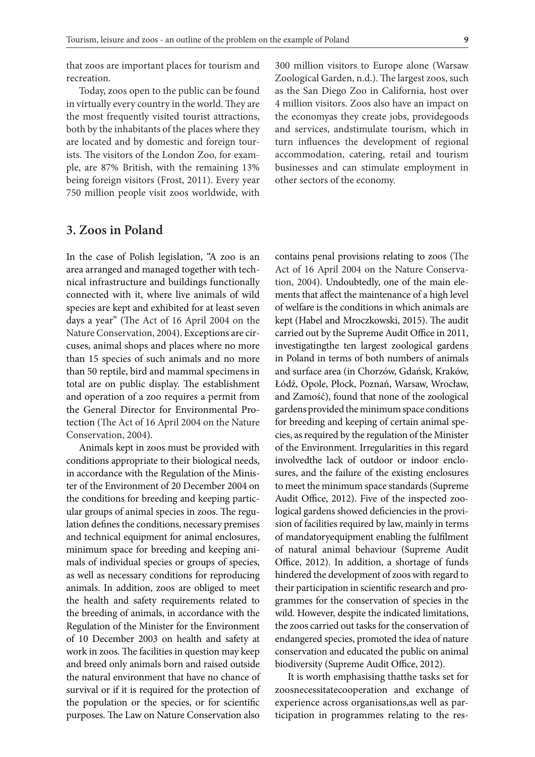that zoos are important places for tourism and recreation.

Today, zoos open to the public can be found in virtually every country in the world. They are the most frequently visited tourist attractions, both by the inhabitants of the places where they are located and by domestic and foreign tourists. The visitors of the London Zoo, for example, are 87% British, with the remaining 13% being foreign visitors (Frost, 2011). Every year 750 million people visit zoos worldwide, with 300 million visitors to Europe alone (Warsaw Zoological Garden, n.d.). The largest zoos, such as the San Diego Zoo in California, host over 4 million visitors. Zoos also have an impact on the economyas they create jobs, providegoods and services, andstimulate tourism, which in turn influences the development of regional accommodation, catering, retail and tourism businesses and can stimulate employment in other sectors of the economy.

## 3. Zoos in Poland

In the case of Polish legislation, "A zoo is an area arranged and managed together with technical infrastructure and buildings functionally connected with it, where live animals of wild species are kept and exhibited for at least seven days a year" (The Act of 16 April 2004 on the Nature Conservation, 2004). Exceptions are circuses, animal shops and places where no more than 15 species of such animals and no more than 50 reptile, bird and mammal specimens in total are on public display. The establishment and operation of a zoo requires a permit from the General Director for Environmental Protection (The Act of 16 April 2004 on the Nature Conservation, 2004).

Animals kept in zoos must be provided with conditions appropriate to their biological needs, in accordance with the Regulation of the Minister of the Environment of 20 December 2004 on the conditions for breeding and keeping particular groups of animal species in zoos. The regulation defines the conditions, necessary premises and technical equipment for animal enclosures, minimum space for breeding and keeping animals of individual species or groups of species, as well as necessary conditions for reproducing animals. In addition, zoos are obliged to meet the health and safety requirements related to the breeding of animals, in accordance with the Regulation of the Minister for the Environment of 10 December 2003 on health and safety at work in zoos. The facilities in question may keep and breed only animals born and raised outside the natural environment that have no chance of survival or if it is required for the protection of the population or the species, or for scientific purposes. The Law on Nature Conservation also contains penal provisions relating to zoos (The Act of 16 April 2004 on the Nature Conservation, 2004). Undoubtedly, one of the main elements that affect the maintenance of a high level of welfare is the conditions in which animals are kept (Habel and Mroczkowski, 2015). The audit carried out by the Supreme Audit Office in 2011, investigatingthe ten largest zoological gardens in Poland in terms of both numbers of animals and surface area (in Chorzów, Gdańsk, Kraków, Łódź, Opole, Płock, Poznań, Warsaw, Wrocław, and Zamość), found that none of the zoological gardens provided the minimum space conditions for breeding and keeping of certain animal species, as required by the regulation of the Minister of the Environment. Irregularities in this regard involvedthe lack of outdoor or indoor enclosures, and the failure of the existing enclosures to meet the minimum space standards (Supreme Audit Office, 2012). Five of the inspected zoological gardens showed deficiencies in the provision of facilities required by law, mainly in terms of mandatoryequipment enabling the fulfilment of natural animal behaviour (Supreme Audit Office, 2012). In addition, a shortage of funds hindered the development of zoos with regard to their participation in scientific research and programmes for the conservation of species in the wild. However, despite the indicated limitations, the zoos carried out tasks for the conservation of endangered species, promoted the idea of nature conservation and educated the public on animal biodiversity (Supreme Audit Office, 2012).

It is worth emphasising thatthe tasks set for zoosnecessitatecooperation and exchange of experience across organisations,as well as participation in programmes relating to the res-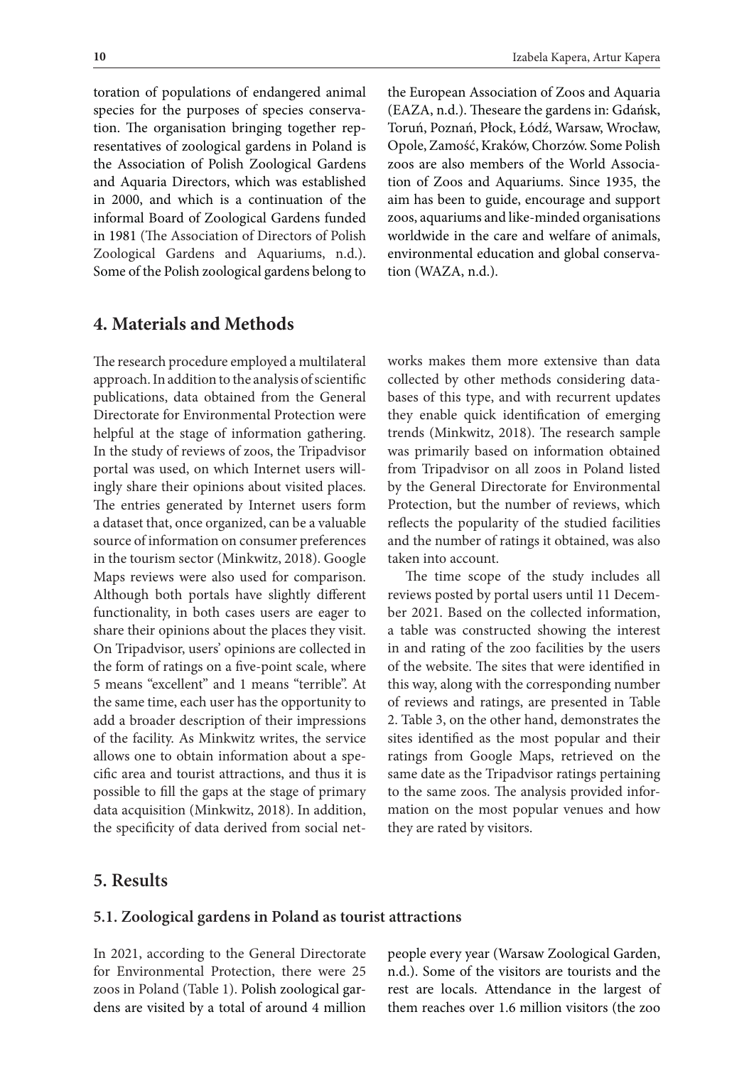toration of populations of endangered animal species for the purposes of species conservation. The organisation bringing together representatives of zoological gardens in Poland is the Association of Polish Zoological Gardens and Aquaria Directors, which was established in 2000, and which is a continuation of the informal Board of Zoological Gardens funded in 1981 (The Association of Directors of Polish Zoological Gardens and Aquariums, n.d.). Some of the Polish zoological gardens belong to the European Association of Zoos and Aquaria (EAZA, n.d.). Theseare the gardens in: Gdańsk, Toruń, Poznań, Płock, Łódź, Warsaw, Wrocław, Opole, Zamość, Kraków, Chorzów. Some Polish zoos are also members of the World Association of Zoos and Aquariums. Since 1935, the aim has been to guide, encourage and support zoos, aquariums and like-minded organisations worldwide in the care and welfare of animals, environmental education and global conservation (WAZA, n.d.).

## 4. Materials and Methods

The research procedure employed a multilateral approach. In addition to the analysis of scientific publications, data obtained from the General Directorate for Environmental Protection were helpful at the stage of information gathering. In the study of reviews of zoos, the Tripadvisor portal was used, on which Internet users willingly share their opinions about visited places. The entries generated by Internet users form a dataset that, once organized, can be a valuable source of information on consumer preferences in the tourism sector (Minkwitz, 2018). Google Maps reviews were also used for comparison. Although both portals have slightly different functionality, in both cases users are eager to share their opinions about the places they visit. On Tripadvisor, users' opinions are collected in the form of ratings on a five-point scale, where 5 means "excellent" and 1 means "terrible". At the same time, each user has the opportunity to add a broader description of their impressions of the facility. As Minkwitz writes, the service allows one to obtain information about a specific area and tourist attractions, and thus it is possible to fill the gaps at the stage of primary data acquisition (Minkwitz, 2018). In addition, the specificity of data derived from social networks makes them more extensive than data collected by other methods considering databases of this type, and with recurrent updates they enable quick identification of emerging trends (Minkwitz, 2018). The research sample was primarily based on information obtained from Tripadvisor on all zoos in Poland listed by the General Directorate for Environmental Protection, but the number of reviews, which reflects the popularity of the studied facilities and the number of ratings it obtained, was also taken into account.

The time scope of the study includes all reviews posted by portal users until 11 December 2021. Based on the collected information, a table was constructed showing the interest in and rating of the zoo facilities by the users of the website. The sites that were identified in this way, along with the corresponding number of reviews and ratings, are presented in Table 2. Table 3, on the other hand, demonstrates the sites identified as the most popular and their ratings from Google Maps, retrieved on the same date as the Tripadvisor ratings pertaining to the same zoos. The analysis provided information on the most popular venues and how they are rated by visitors.

## 5. Results

### 5.1. Zoological gardens in Poland as tourist attractions

In 2021, according to the General Directorate for Environmental Protection, there were 25 zoos in Poland (Table 1). Polish zoological gardens are visited by a total of around 4 million people every year (Warsaw Zoological Garden, n.d.). Some of the visitors are tourists and the rest are locals. Attendance in the largest of them reaches over 1.6 million visitors (the zoo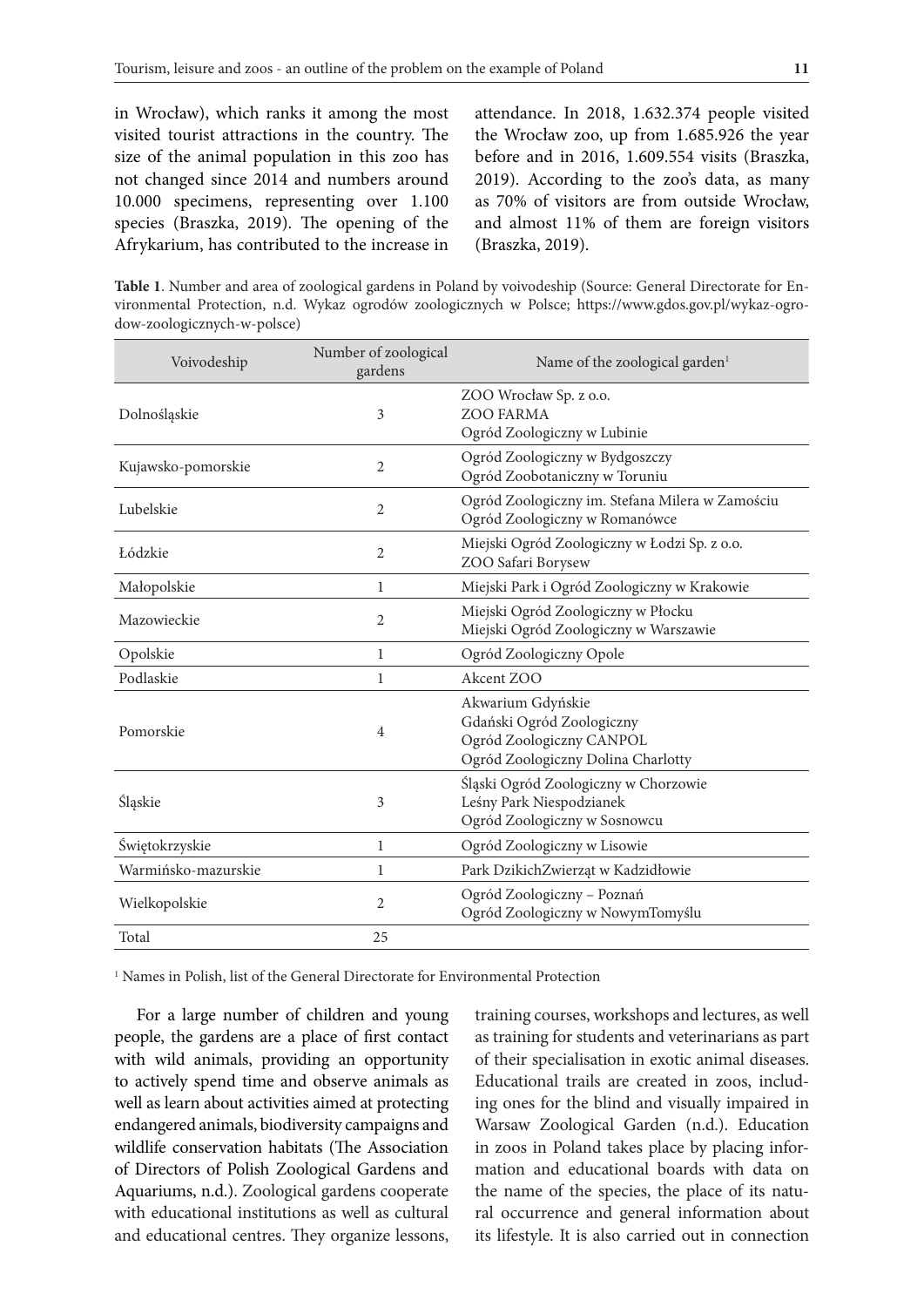in Wrocław), which ranks it among the most visited tourist attractions in the country. The size of the animal population in this zoo has not changed since 2014 and numbers around 10.000 specimens, representing over 1.100 species (Braszka, 2019). The opening of the Afrykarium, has contributed to the increase in attendance. In 2018, 1.632.374 people visited the Wrocław zoo, up from 1.685.926 the year before and in 2016, 1.609.554 visits (Braszka, 2019). According to the zoo's data, as many as 70% of visitors are from outside Wrocław, and almost 11% of them are foreign visitors (Braszka, 2019).

**Table 1**. Number and area of zoological gardens in Poland by voivodeship (Source: General Directorate for Environmental Protection, n.d. Wykaz ogrodów zoologicznych w Polsce; https://www.gdos.gov.pl/wykaz-ogrodow-zoologicznych-w-polsce)

| Voivodeship | Number of zoological gardens | Name of the zoological garden[1] |
|---|---|---|
| Dolnośląskie | 3 | ZOO Wrocław Sp. z o.o.<br>ZOO FARMA<br>Ogród Zoologiczny w Lubinie |
| Kujawsko-pomorskie | 2 | Ogród Zoologiczny w Bydgoszczy<br>Ogród Zoobotaniczny w Toruniu |
| Lubelskie | 2 | Ogród Zoologiczny im. Stefana Milera w Zamościu<br>Ogród Zoologiczny w Romanówce |
| Łódzkie | 2 | Miejski Ogród Zoologiczny w Łodzi Sp. z o.o.<br>ZOO Safari Borysew |
| Małopolskie | 1 | Miejski Park i Ogród Zoologiczny w Krakowie |
| Mazowieckie | 2 | Miejski Ogród Zoologiczny w Płocku<br>Miejski Ogród Zoologiczny w Warszawie |
| Opolskie | 1 | Ogród Zoologiczny Opole |
| Podlaskie | 1 | Akcent ZOO |
| Pomorskie | 4 | Akwarium Gdyńskie<br>Gdański Ogród Zoologiczny<br>Ogród Zoologiczny CANPOL<br>Ogród Zoologiczny Dolina Charlotty |
| Śląskie | 3 | Śląski Ogród Zoologiczny w Chorzowie<br>Leśny Park Niespodzianek<br>Ogród Zoologiczny w Sosnowcu |
| Świętokrzyskie | 1 | Ogród Zoologiczny w Lisowie |
| Warmińsko-mazurskie | 1 | Park DzikichZwierząt w Kadzidłowie |
| Wielkopolskie | 2 | Ogród Zoologiczny – Poznań<br>Ogród Zoologiczny w NowymTomyślu |
| Total | 25 | |

[1] Names in Polish, list of the General Directorate for Environmental Protection

For a large number of children and young people, the gardens are a place of first contact with wild animals, providing an opportunity to actively spend time and observe animals as well as learn about activities aimed at protecting endangered animals, biodiversity campaigns and wildlife conservation habitats (The Association of Directors of Polish Zoological Gardens and Aquariums, n.d.). Zoological gardens cooperate with educational institutions as well as cultural and educational centres. They organize lessons, training courses, workshops and lectures, as well as training for students and veterinarians as part of their specialisation in exotic animal diseases. Educational trails are created in zoos, including ones for the blind and visually impaired in Warsaw Zoological Garden (n.d.). Education in zoos in Poland takes place by placing information and educational boards with data on the name of the species, the place of its natural occurrence and general information about its lifestyle. It is also carried out in connection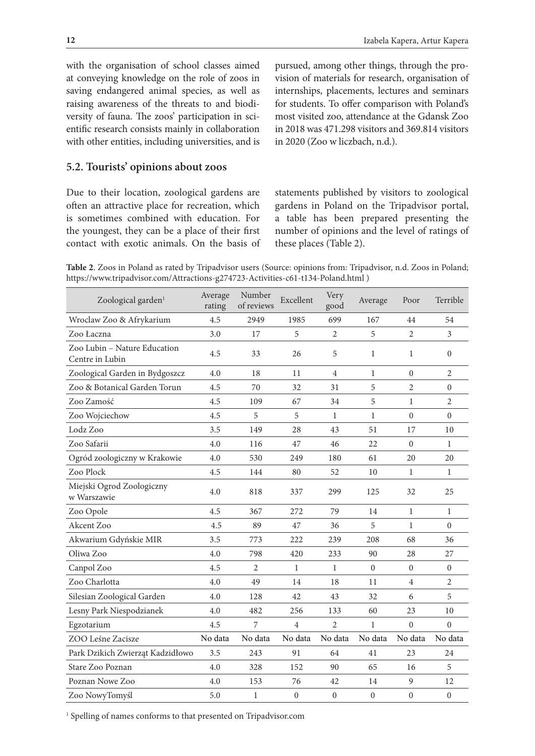with the organisation of school classes aimed at conveying knowledge on the role of zoos in saving endangered animal species, as well as raising awareness of the threats to and biodiversity of fauna. The zoos' participation in scientific research consists mainly in collaboration with other entities, including universities, and is pursued, among other things, through the provision of materials for research, organisation of internships, placements, lectures and seminars for students. To offer comparison with Poland's most visited zoo, attendance at the Gdansk Zoo in 2018 was 471.298 visitors and 369.814 visitors in 2020 (Zoo w liczbach, n.d.).

## 5.2. Tourists' opinions about zoos

Due to their location, zoological gardens are often an attractive place for recreation, which is sometimes combined with education. For the youngest, they can be a place of their first contact with exotic animals. On the basis of statements published by visitors to zoological gardens in Poland on the Tripadvisor portal, a table has been prepared presenting the number of opinions and the level of ratings of these places (Table 2).

**Table 2**. Zoos in Poland as rated by Tripadvisor users (Source: opinions from: Tripadvisor, n.d. Zoos in Poland; https://www.tripadvisor.com/Attractions-g274723-Activities-c61-t134-Poland.html )

| Zoological garden[1] | Average rating | Number of reviews | Excellent | Very good | Average | Poor | Terrible |
|---|---|---|---|---|---|---|---|
| Wroclaw Zoo & Afrykarium | 4.5 | 2949 | 1985 | 699 | 167 | 44 | 54 |
| Zoo Łaczna | 3.0 | 17 | 5 | 2 | 5 | 2 | 3 |
| Zoo Lubin – Nature Education Centre in Lubin | 4.5 | 33 | 26 | 5 | 1 | 1 | 0 |
| Zoological Garden in Bydgoszcz | 4.0 | 18 | 11 | 4 | 1 | 0 | 2 |
| Zoo & Botanical Garden Torun | 4.5 | 70 | 32 | 31 | 5 | 2 | 0 |
| Zoo Zamość | 4.5 | 109 | 67 | 34 | 5 | 1 | 2 |
| Zoo Wojciechow | 4.5 | 5 | 5 | 1 | 1 | 0 | 0 |
| Lodz Zoo | 3.5 | 149 | 28 | 43 | 51 | 17 | 10 |
| Zoo Safarii | 4.0 | 116 | 47 | 46 | 22 | 0 | 1 |
| Ogród zoologiczny w Krakowie | 4.0 | 530 | 249 | 180 | 61 | 20 | 20 |
| Zoo Plock | 4.5 | 144 | 80 | 52 | 10 | 1 | 1 |
| Miejski Ogrod Zoologiczny w Warszawie | 4.0 | 818 | 337 | 299 | 125 | 32 | 25 |
| Zoo Opole | 4.5 | 367 | 272 | 79 | 14 | 1 | 1 |
| Akcent Zoo | 4.5 | 89 | 47 | 36 | 5 | 1 | 0 |
| Akwarium Gdyńskie MIR | 3.5 | 773 | 222 | 239 | 208 | 68 | 36 |
| Oliwa Zoo | 4.0 | 798 | 420 | 233 | 90 | 28 | 27 |
| Canpol Zoo | 4.5 | 2 | 1 | 1 | 0 | 0 | 0 |
| Zoo Charlotta | 4.0 | 49 | 14 | 18 | 11 | 4 | 2 |
| Silesian Zoological Garden | 4.0 | 128 | 42 | 43 | 32 | 6 | 5 |
| Lesny Park Niespodzianek | 4.0 | 482 | 256 | 133 | 60 | 23 | 10 |
| Egzotarium | 4.5 | 7 | 4 | 2 | 1 | 0 | 0 |
| ZOO Leśne Zacisze | No data | No data | No data | No data | No data | No data | No data |
| Park Dzikich Zwierząt Kadzidłowo | 3.5 | 243 | 91 | 64 | 41 | 23 | 24 |
| Stare Zoo Poznan | 4.0 | 328 | 152 | 90 | 65 | 16 | 5 |
| Poznan Nowe Zoo | 4.0 | 153 | 76 | 42 | 14 | 9 | 12 |
| Zoo NowyTomyśl | 5.0 | 1 | 0 | 0 | 0 | 0 | 0 |

[1] Spelling of names conforms to that presented on Tripadvisor.com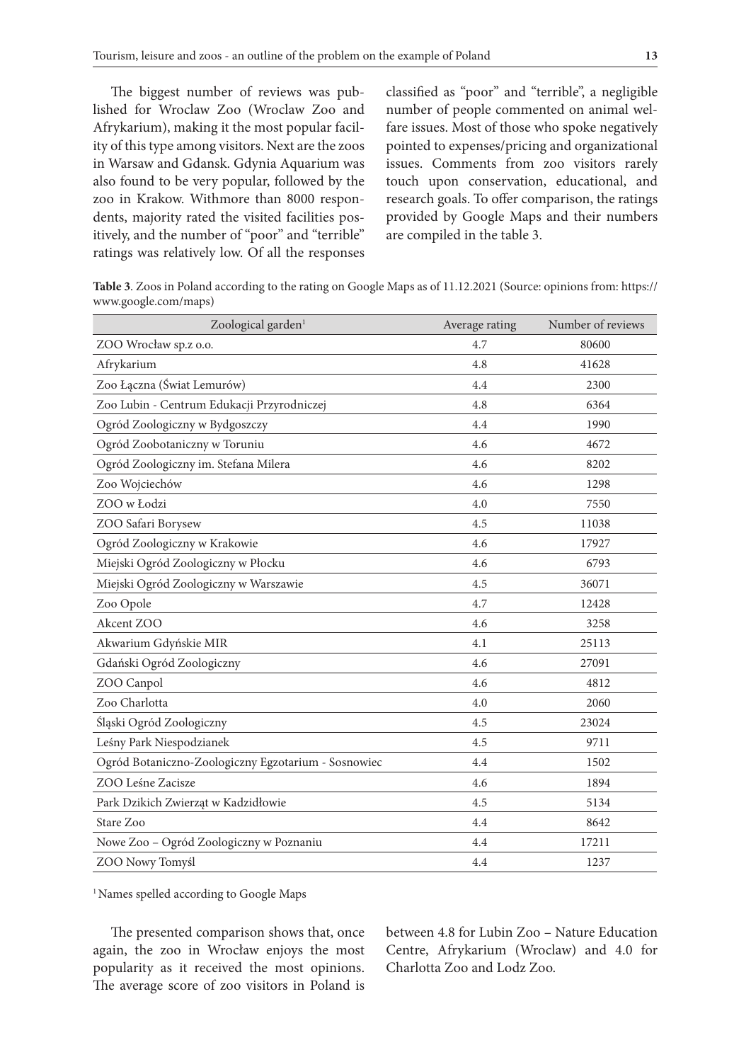The biggest number of reviews was published for Wroclaw Zoo (Wroclaw Zoo and Afrykarium), making it the most popular facility of this type among visitors. Next are the zoos in Warsaw and Gdansk. Gdynia Aquarium was also found to be very popular, followed by the zoo in Krakow. Withmore than 8000 respondents, majority rated the visited facilities positively, and the number of "poor" and "terrible" ratings was relatively low. Of all the responses classified as "poor" and "terrible", a negligible number of people commented on animal welfare issues. Most of those who spoke negatively pointed to expenses/pricing and organizational issues. Comments from zoo visitors rarely touch upon conservation, educational, and research goals. To offer comparison, the ratings provided by Google Maps and their numbers are compiled in the table 3.

**Table 3**. Zoos in Poland according to the rating on Google Maps as of 11.12.2021 (Source: opinions from: https://www.google.com/maps)

| Zoological garden[1] | Average rating | Number of reviews |
|---|---|---|
| ZOO Wrocław sp.z o.o. | 4.7 | 80600 |
| Afrykarium | 4.8 | 41628 |
| Zoo Łączna (Świat Lemurów) | 4.4 | 2300 |
| Zoo Lubin - Centrum Edukacji Przyrodniczej | 4.8 | 6364 |
| Ogród Zoologiczny w Bydgoszczy | 4.4 | 1990 |
| Ogród Zoobotaniczny w Toruniu | 4.6 | 4672 |
| Ogród Zoologiczny im. Stefana Milera | 4.6 | 8202 |
| Zoo Wojciechów | 4.6 | 1298 |
| ZOO w Łodzi | 4.0 | 7550 |
| ZOO Safari Borysew | 4.5 | 11038 |
| Ogród Zoologiczny w Krakowie | 4.6 | 17927 |
| Miejski Ogród Zoologiczny w Płocku | 4.6 | 6793 |
| Miejski Ogród Zoologiczny w Warszawie | 4.5 | 36071 |
| Zoo Opole | 4.7 | 12428 |
| Akcent ZOO | 4.6 | 3258 |
| Akwarium Gdyńskie MIR | 4.1 | 25113 |
| Gdański Ogród Zoologiczny | 4.6 | 27091 |
| ZOO Canpol | 4.6 | 4812 |
| Zoo Charlotta | 4.0 | 2060 |
| Śląski Ogród Zoologiczny | 4.5 | 23024 |
| Leśny Park Niespodzianek | 4.5 | 9711 |
| Ogród Botaniczno-Zoologiczny Egzotarium - Sosnowiec | 4.4 | 1502 |
| ZOO Leśne Zacisze | 4.6 | 1894 |
| Park Dzikich Zwierząt w Kadzidłowie | 4.5 | 5134 |
| Stare Zoo | 4.4 | 8642 |
| Nowe Zoo – Ogród Zoologiczny w Poznaniu | 4.4 | 17211 |
| ZOO Nowy Tomyśl | 4.4 | 1237 |

[1] Names spelled according to Google Maps

The presented comparison shows that, once again, the zoo in Wrocław enjoys the most popularity as it received the most opinions. The average score of zoo visitors in Poland is between 4.8 for Lubin Zoo – Nature Education Centre, Afrykarium (Wroclaw) and 4.0 for Charlotta Zoo and Lodz Zoo.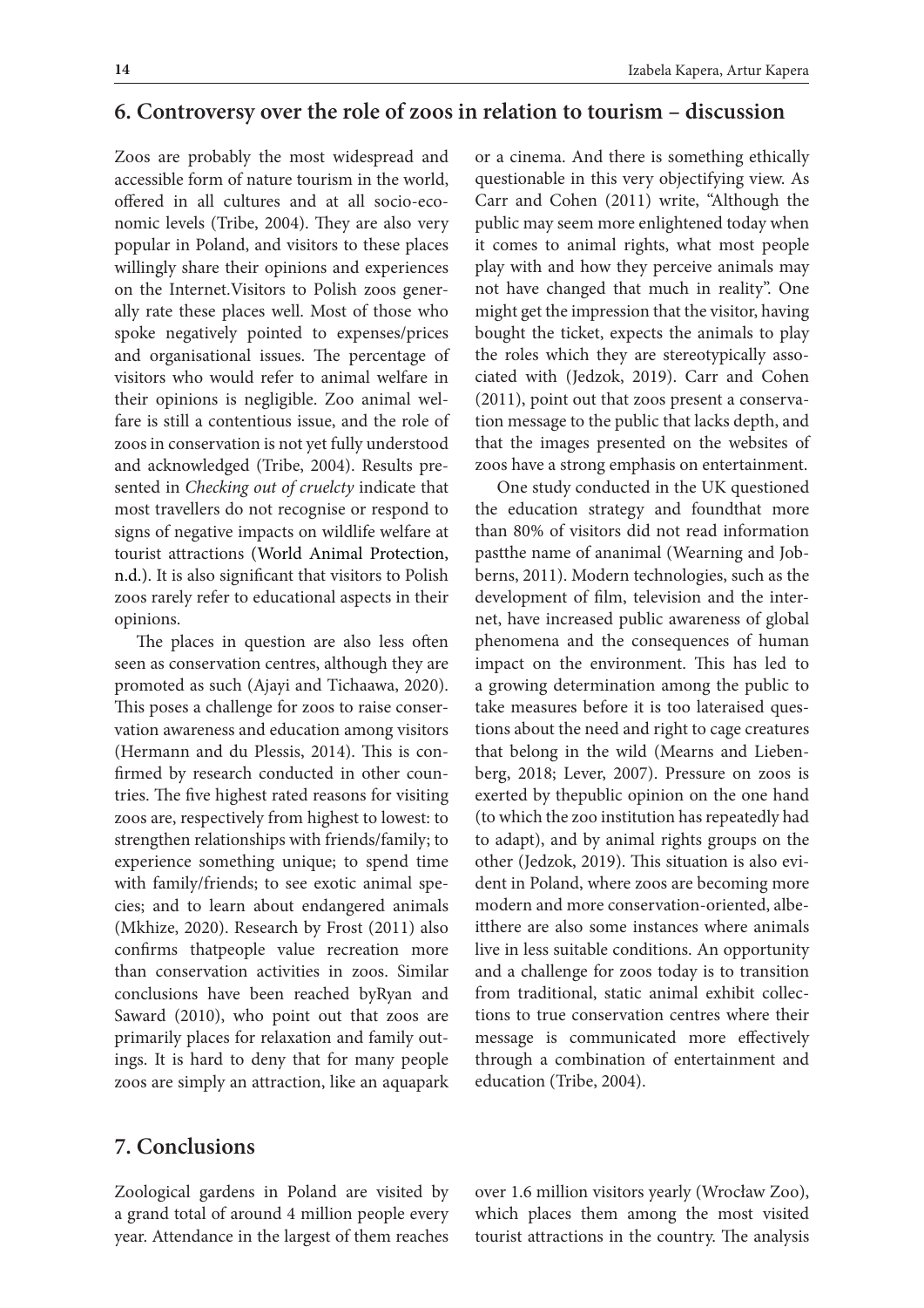## 6. Controversy over the role of zoos in relation to tourism – discussion

Zoos are probably the most widespread and accessible form of nature tourism in the world, offered in all cultures and at all socio-economic levels (Tribe, 2004). They are also very popular in Poland, and visitors to these places willingly share their opinions and experiences on the Internet.Visitors to Polish zoos generally rate these places well. Most of those who spoke negatively pointed to expenses/prices and organisational issues. The percentage of visitors who would refer to animal welfare in their opinions is negligible. Zoo animal welfare is still a contentious issue, and the role of zoos in conservation is not yet fully understood and acknowledged (Tribe, 2004). Results presented in *Checking out of cruelcty* indicate that most travellers do not recognise or respond to signs of negative impacts on wildlife welfare at tourist attractions (World Animal Protection, n.d.). It is also significant that visitors to Polish zoos rarely refer to educational aspects in their opinions.

The places in question are also less often seen as conservation centres, although they are promoted as such (Ajayi and Tichaawa, 2020). This poses a challenge for zoos to raise conservation awareness and education among visitors (Hermann and du Plessis, 2014). This is confirmed by research conducted in other countries. The five highest rated reasons for visiting zoos are, respectively from highest to lowest: to strengthen relationships with friends/family; to experience something unique; to spend time with family/friends; to see exotic animal species; and to learn about endangered animals (Mkhize, 2020). Research by Frost (2011) also confirms thatpeople value recreation more than conservation activities in zoos. Similar conclusions have been reached byRyan and Saward (2010), who point out that zoos are primarily places for relaxation and family outings. It is hard to deny that for many people zoos are simply an attraction, like an aquapark or a cinema. And there is something ethically questionable in this very objectifying view. As Carr and Cohen (2011) write, "Although the public may seem more enlightened today when it comes to animal rights, what most people play with and how they perceive animals may not have changed that much in reality". One might get the impression that the visitor, having bought the ticket, expects the animals to play the roles which they are stereotypically associated with (Jedzok, 2019). Carr and Cohen (2011), point out that zoos present a conservation message to the public that lacks depth, and that the images presented on the websites of zoos have a strong emphasis on entertainment.

One study conducted in the UK questioned the education strategy and foundthat more than 80% of visitors did not read information pastthe name of ananimal (Wearning and Jobberns, 2011). Modern technologies, such as the development of film, television and the internet, have increased public awareness of global phenomena and the consequences of human impact on the environment. This has led to a growing determination among the public to take measures before it is too lateraised questions about the need and right to cage creatures that belong in the wild (Mearns and Liebenberg, 2018; Lever, 2007). Pressure on zoos is exerted by thepublic opinion on the one hand (to which the zoo institution has repeatedly had to adapt), and by animal rights groups on the other (Jedzok, 2019). This situation is also evident in Poland, where zoos are becoming more modern and more conservation-oriented, albeitthere are also some instances where animals live in less suitable conditions. An opportunity and a challenge for zoos today is to transition from traditional, static animal exhibit collections to true conservation centres where their message is communicated more effectively through a combination of entertainment and education (Tribe, 2004).

## 7. Conclusions

Zoological gardens in Poland are visited by a grand total of around 4 million people every year. Attendance in the largest of them reaches over 1.6 million visitors yearly (Wrocław Zoo), which places them among the most visited tourist attractions in the country. The analysis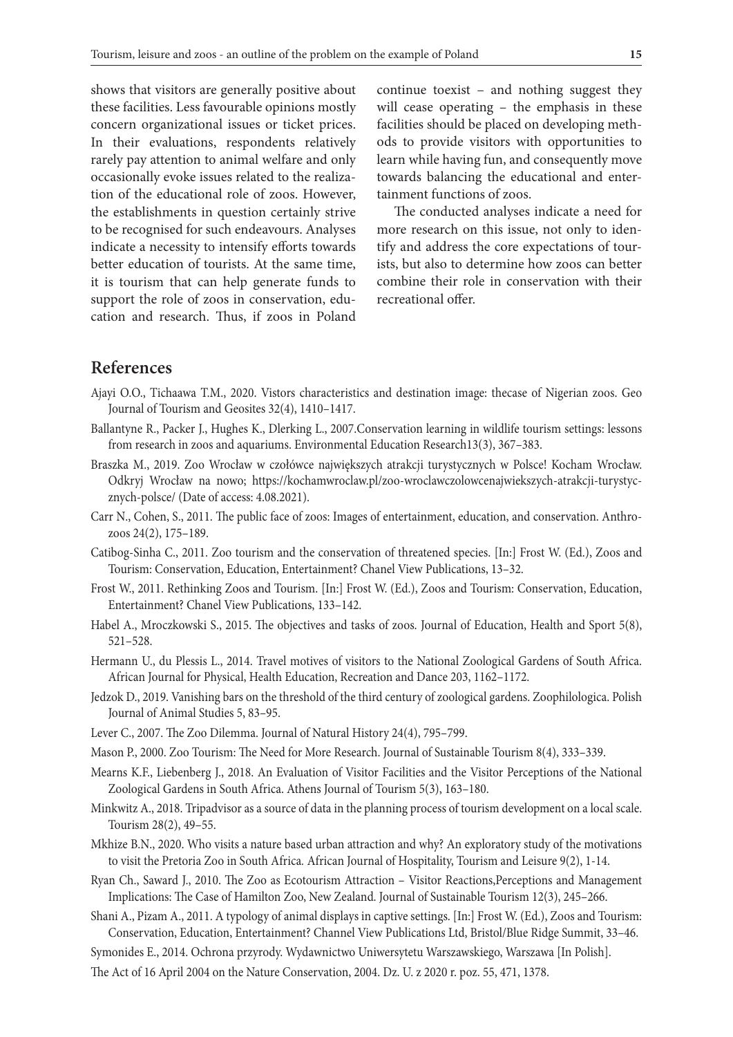shows that visitors are generally positive about these facilities. Less favourable opinions mostly concern organizational issues or ticket prices. In their evaluations, respondents relatively rarely pay attention to animal welfare and only occasionally evoke issues related to the realization of the educational role of zoos. However, the establishments in question certainly strive to be recognised for such endeavours. Analyses indicate a necessity to intensify efforts towards better education of tourists. At the same time, it is tourism that can help generate funds to support the role of zoos in conservation, education and research. Thus, if zoos in Poland continue toexist – and nothing suggest they will cease operating – the emphasis in these facilities should be placed on developing methods to provide visitors with opportunities to learn while having fun, and consequently move towards balancing the educational and entertainment functions of zoos.

The conducted analyses indicate a need for more research on this issue, not only to identify and address the core expectations of tourists, but also to determine how zoos can better combine their role in conservation with their recreational offer.

## References

Ajayi O.O., Tichaawa T.M., 2020. Vistors characteristics and destination image: thecase of Nigerian zoos. Geo Journal of Tourism and Geosites 32(4), 1410–1417.

Ballantyne R., Packer J., Hughes K., Dlerking L., 2007.Conservation learning in wildlife tourism settings: lessons from research in zoos and aquariums. Environmental Education Research13(3), 367–383.

Braszka M., 2019. Zoo Wrocław w czołówce największych atrakcji turystycznych w Polsce! Kocham Wrocław. Odkryj Wrocław na nowo; https://kochamwroclaw.pl/zoo-wroclawczolowcenajwiekszych-atrakcji-turystycznych-polsce/ (Date of access: 4.08.2021).

Carr N., Cohen, S., 2011. The public face of zoos: Images of entertainment, education, and conservation. Anthrozoos 24(2), 175–189.

Catibog-Sinha C., 2011. Zoo tourism and the conservation of threatened species. [In:] Frost W. (Ed.), Zoos and Tourism: Conservation, Education, Entertainment? Chanel View Publications, 13–32.

Frost W., 2011. Rethinking Zoos and Tourism. [In:] Frost W. (Ed.), Zoos and Tourism: Conservation, Education, Entertainment? Chanel View Publications, 133–142.

Habel A., Mroczkowski S., 2015. The objectives and tasks of zoos. Journal of Education, Health and Sport 5(8), 521–528.

Hermann U., du Plessis L., 2014. Travel motives of visitors to the National Zoological Gardens of South Africa. African Journal for Physical, Health Education, Recreation and Dance 203, 1162–1172.

Jedzok D., 2019. Vanishing bars on the threshold of the third century of zoological gardens. Zoophilologica. Polish Journal of Animal Studies 5, 83–95.

Lever C., 2007. The Zoo Dilemma. Journal of Natural History 24(4), 795–799.

Mason P., 2000. Zoo Tourism: The Need for More Research. Journal of Sustainable Tourism 8(4), 333–339.

Mearns K.F., Liebenberg J., 2018. An Evaluation of Visitor Facilities and the Visitor Perceptions of the National Zoological Gardens in South Africa. Athens Journal of Tourism 5(3), 163–180.

Minkwitz A., 2018. Tripadvisor as a source of data in the planning process of tourism development on a local scale. Tourism 28(2), 49–55.

Mkhize B.N., 2020. Who visits a nature based urban attraction and why? An exploratory study of the motivations to visit the Pretoria Zoo in South Africa. African Journal of Hospitality, Tourism and Leisure 9(2), 1-14.

Ryan Ch., Saward J., 2010. The Zoo as Ecotourism Attraction – Visitor Reactions,Perceptions and Management Implications: The Case of Hamilton Zoo, New Zealand. Journal of Sustainable Tourism 12(3), 245–266.

Shani A., Pizam A., 2011. A typology of animal displays in captive settings. [In:] Frost W. (Ed.), Zoos and Tourism: Conservation, Education, Entertainment? Channel View Publications Ltd, Bristol/Blue Ridge Summit, 33–46.

Symonides E., 2014. Ochrona przyrody. Wydawnictwo Uniwersytetu Warszawskiego, Warszawa [In Polish].

The Act of 16 April 2004 on the Nature Conservation, 2004. Dz. U. z 2020 r. poz. 55, 471, 1378.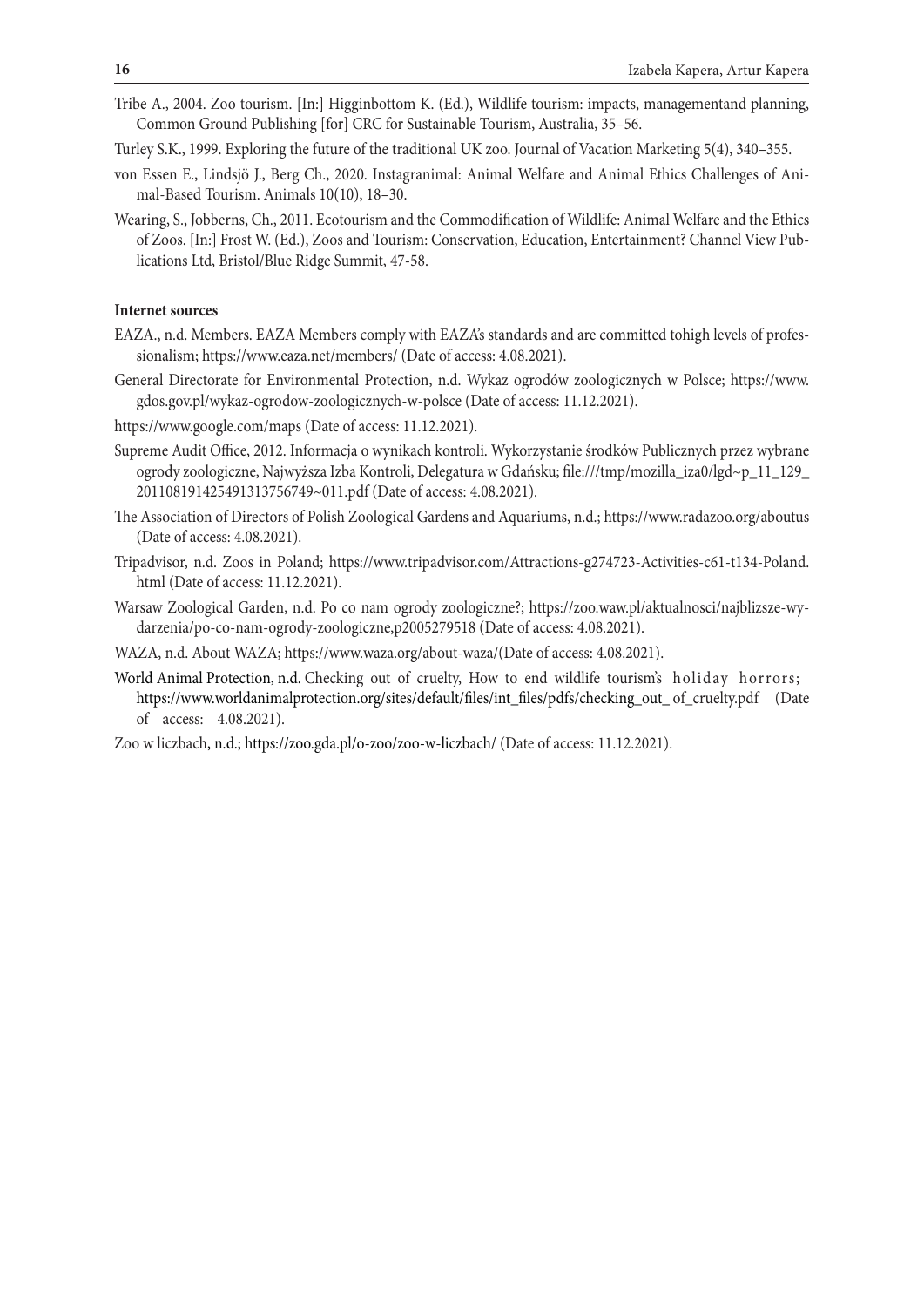Tribe A., 2004. Zoo tourism. [In:] Higginbottom K. (Ed.), Wildlife tourism: impacts, managementand planning, Common Ground Publishing [for] CRC for Sustainable Tourism, Australia, 35–56.

Turley S.K., 1999. Exploring the future of the traditional UK zoo. Journal of Vacation Marketing 5(4), 340–355.

von Essen E., Lindsjö J., Berg Ch., 2020. Instagranimal: Animal Welfare and Animal Ethics Challenges of Animal-Based Tourism. Animals 10(10), 18–30.

Wearing, S., Jobberns, Ch., 2011. Ecotourism and the Commodification of Wildlife: Animal Welfare and the Ethics of Zoos. [In:] Frost W. (Ed.), Zoos and Tourism: Conservation, Education, Entertainment? Channel View Publications Ltd, Bristol/Blue Ridge Summit, 47-58.

**Internet sources**

EAZA., n.d. Members. EAZA Members comply with EAZA's standards and are committed tohigh levels of professionalism; https://www.eaza.net/members/ (Date of access: 4.08.2021).

General Directorate for Environmental Protection, n.d. Wykaz ogrodów zoologicznych w Polsce; https://www.gdos.gov.pl/wykaz-ogrodow-zoologicznych-w-polsce (Date of access: 11.12.2021).

https://www.google.com/maps (Date of access: 11.12.2021).

Supreme Audit Office, 2012. Informacja o wynikach kontroli. Wykorzystanie środków Publicznych przez wybrane ogrody zoologiczne, Najwyższa Izba Kontroli, Delegatura w Gdańsku; file:///tmp/mozilla_iza0/lgd~p_11_129_20110819142549131375 6749~011.pdf (Date of access: 4.08.2021).

The Association of Directors of Polish Zoological Gardens and Aquariums, n.d.; https://www.radazoo.org/aboutus (Date of access: 4.08.2021).

Tripadvisor, n.d. Zoos in Poland; https://www.tripadvisor.com/Attractions-g274723-Activities-c61-t134-Poland.html (Date of access: 11.12.2021).

Warsaw Zoological Garden, n.d. Po co nam ogrody zoologiczne?; https://zoo.waw.pl/aktualnosci/najblizsze-wydarzenia/po-co-nam-ogrody-zoologiczne,p2005279518 (Date of access: 4.08.2021).

WAZA, n.d. About WAZA; https://www.waza.org/about-waza/(Date of access: 4.08.2021).

World Animal Protection, n.d. Checking out of cruelty, How to end wildlife tourism's holiday horrors; https://www.worldanimalprotection.org/sites/default/files/int_files/pdfs/checking_out_ of_cruelty.pdf (Date of access: 4.08.2021).

Zoo w liczbach, n.d.; https://zoo.gda.pl/o-zoo/zoo-w-liczbach/ (Date of access: 11.12.2021).